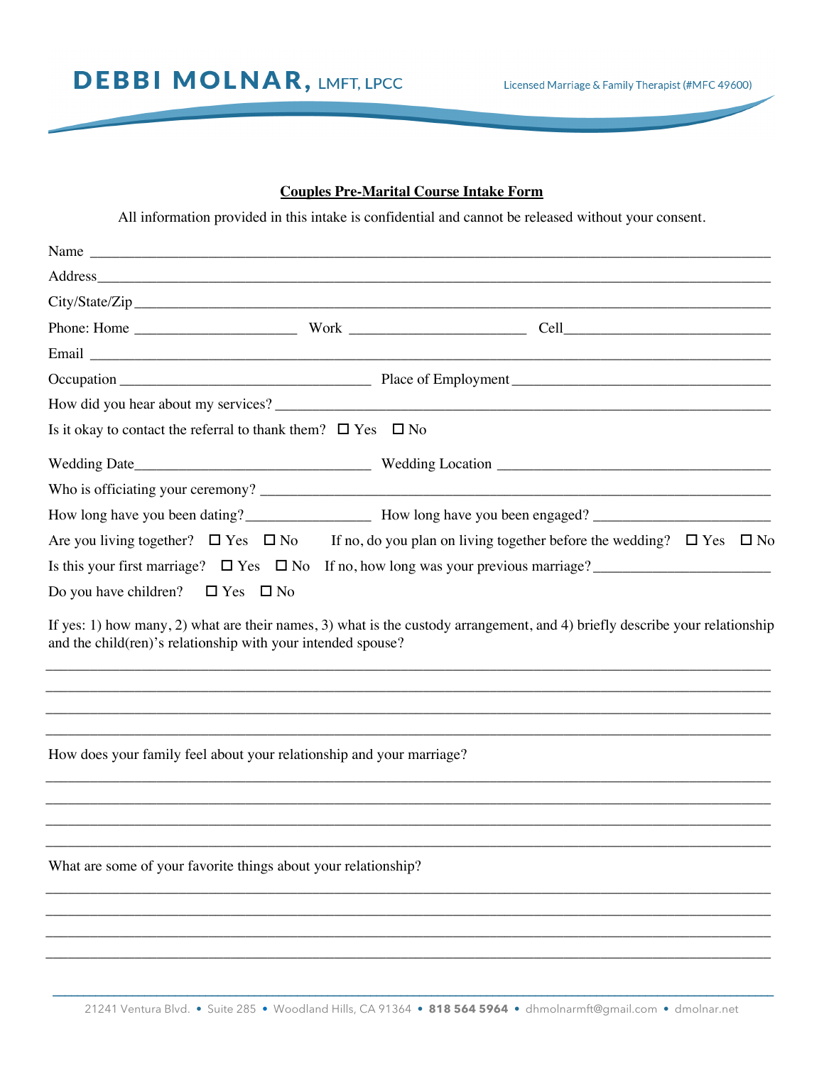# DEBBI MOLNAR, LMFT, LPCC

Licensed Marriage & Family Therapist (#MFC 49600)

**Couples Pre-Marital Course Intake Form**

All information provided in this intake is confidential and cannot be released without your consent.

Name ____________________________________________________________

Address__________________________________________________________

City/State/Zip ____________________________________________________

Phone: Home ____________________ Work ____________________ Cell________________________

Email ____________________________________________________________

Occupation ______________________________ Place of Employment ______________________________

How did you hear about my services? ______________________________________________

Is it okay to contact the referral to thank them? ☐ Yes ☐ No

Wedding Date____________________________ Wedding Location ______________________________

Who is officiating your ceremony? _________________________________________________

How long have you been dating?_______________ How long have you been engaged? ____________________

Are you living together? ☐ Yes ☐ No If no, do you plan on living together before the wedding? ☐ Yes ☐ No

Is this your first marriage? ☐ Yes ☐ No If no, how long was your previous marriage?____________________

Do you have children? ☐ Yes ☐ No

If yes: 1) how many, 2) what are their names, 3) what is the custody arrangement, and 4) briefly describe your relationship and the child(ren)'s relationship with your intended spouse?

____________________________________________________________________________

____________________________________________________________________________

____________________________________________________________________________

____________________________________________________________________________

How does your family feel about your relationship and your marriage?

____________________________________________________________________________

____________________________________________________________________________

____________________________________________________________________________

____________________________________________________________________________

What are some of your favorite things about your relationship?

____________________________________________________________________________

____________________________________________________________________________

____________________________________________________________________________

____________________________________________________________________________

21241 Ventura Blvd. • Suite 285 • Woodland Hills, CA 91364 • **818 564 5964** • dhmolnarmft@gmail.com • dmolnar.net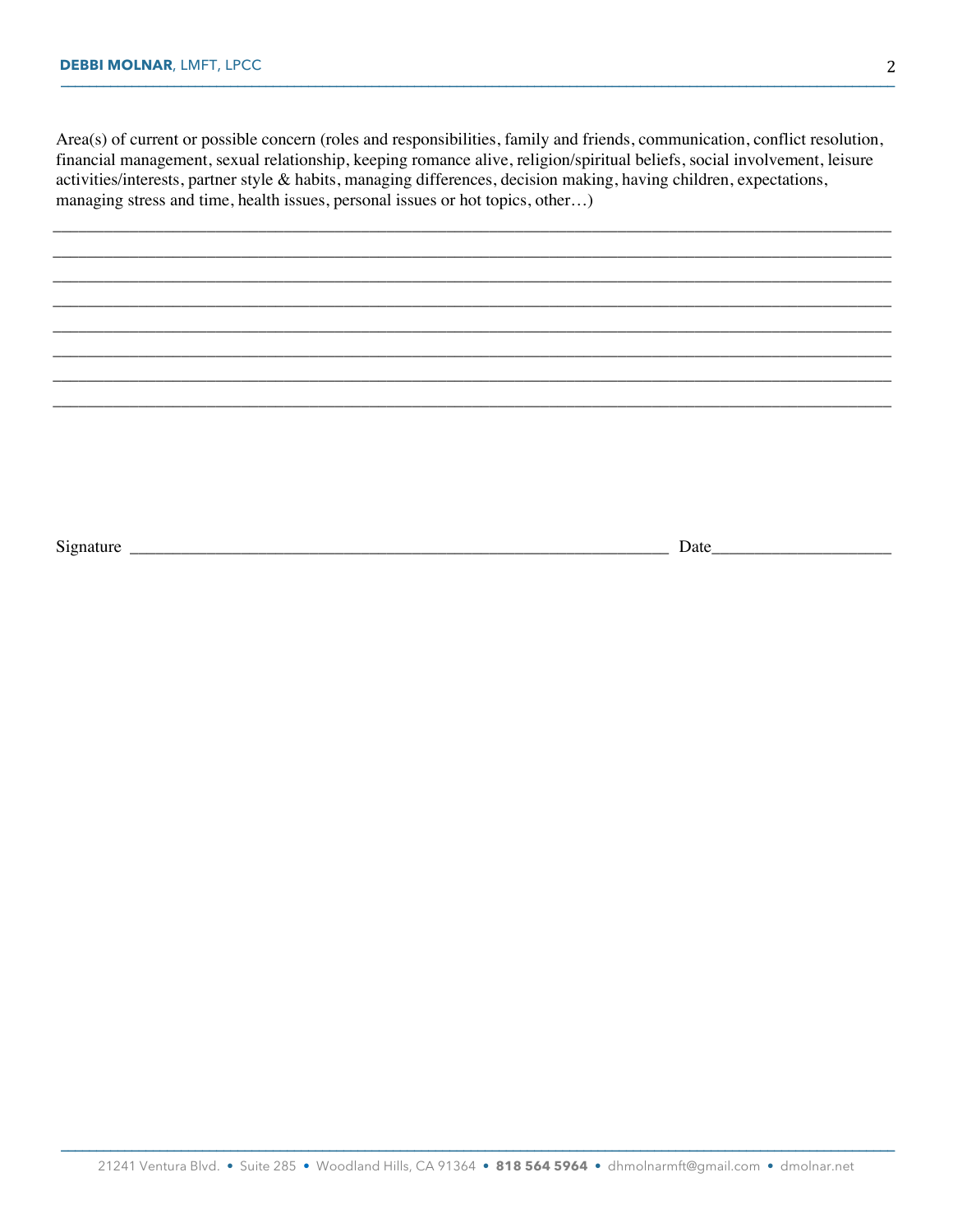Area(s) of current or possible concern (roles and responsibilities, family and friends, communication, conflict resolution, financial management, sexual relationship, keeping romance alive, religion/spiritual beliefs, social involvement, leisure activities/interests, partner style & habits, managing differences, decision making, having children, expectations, managing stress and time, health issues, personal issues or hot topics, other…)

________________________________________________________________________________________________
________________________________________________________________________________________________
________________________________________________________________________________________________
________________________________________________________________________________________________
________________________________________________________________________________________________
________________________________________________________________________________________________
________________________________________________________________________________________________
________________________________________________________________________________________________

Signature ______________________________________________________________ Date____________________